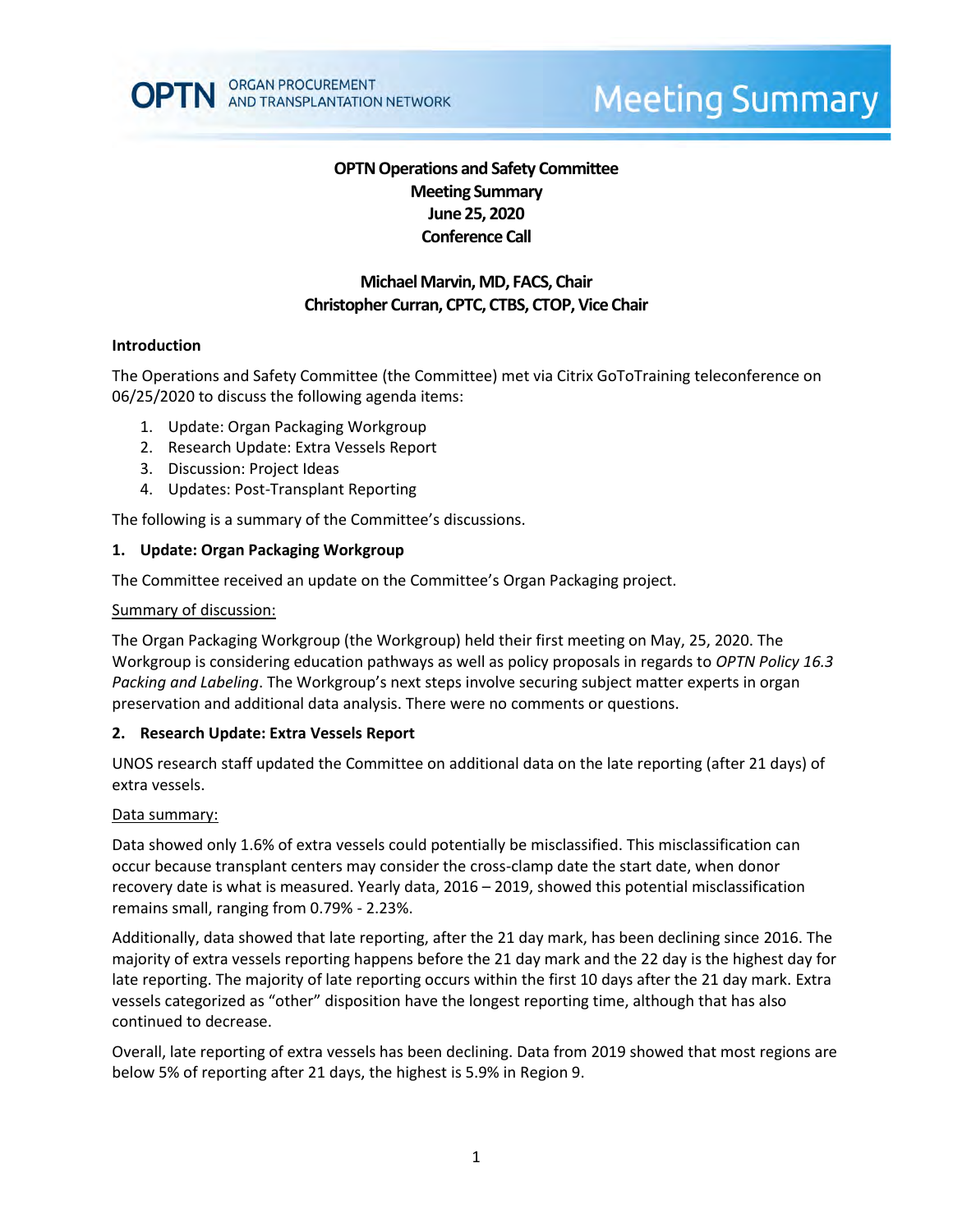# OPTN Operations and Safety Committee
## Meeting Summary
## June 25, 2020
## Conference Call

**Michael Marvin, MD, FACS, Chair**
**Christopher Curran, CPTC, CTBS, CTOP, Vice Chair**

### Introduction

The Operations and Safety Committee (the Committee) met via Citrix GoToTraining teleconference on 06/25/2020 to discuss the following agenda items:

1. Update: Organ Packaging Workgroup
2. Research Update: Extra Vessels Report
3. Discussion: Project Ideas
4. Updates: Post-Transplant Reporting

The following is a summary of the Committee's discussions.

### 1. Update: Organ Packaging Workgroup

The Committee received an update on the Committee's Organ Packaging project.

Summary of discussion:

The Organ Packaging Workgroup (the Workgroup) held their first meeting on May, 25, 2020. The Workgroup is considering education pathways as well as policy proposals in regards to *OPTN Policy 16.3 Packing and Labeling*. The Workgroup's next steps involve securing subject matter experts in organ preservation and additional data analysis. There were no comments or questions.

### 2. Research Update: Extra Vessels Report

UNOS research staff updated the Committee on additional data on the late reporting (after 21 days) of extra vessels.

Data summary:

Data showed only 1.6% of extra vessels could potentially be misclassified. This misclassification can occur because transplant centers may consider the cross-clamp date the start date, when donor recovery date is what is measured. Yearly data, 2016 – 2019, showed this potential misclassification remains small, ranging from 0.79% - 2.23%.

Additionally, data showed that late reporting, after the 21 day mark, has been declining since 2016. The majority of extra vessels reporting happens before the 21 day mark and the 22 day is the highest day for late reporting. The majority of late reporting occurs within the first 10 days after the 21 day mark. Extra vessels categorized as "other" disposition have the longest reporting time, although that has also continued to decrease.

Overall, late reporting of extra vessels has been declining. Data from 2019 showed that most regions are below 5% of reporting after 21 days, the highest is 5.9% in Region 9.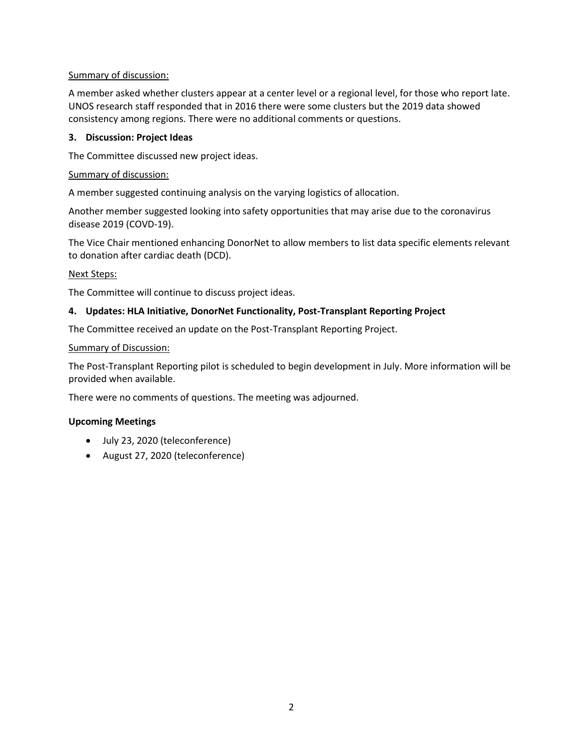Summary of discussion:

A member asked whether clusters appear at a center level or a regional level, for those who report late. UNOS research staff responded that in 2016 there were some clusters but the 2019 data showed consistency among regions. There were no additional comments or questions.

**3. Discussion: Project Ideas**

The Committee discussed new project ideas.

Summary of discussion:

A member suggested continuing analysis on the varying logistics of allocation.

Another member suggested looking into safety opportunities that may arise due to the coronavirus disease 2019 (COVD-19).

The Vice Chair mentioned enhancing DonorNet to allow members to list data specific elements relevant to donation after cardiac death (DCD).

Next Steps:

The Committee will continue to discuss project ideas.

**4. Updates: HLA Initiative, DonorNet Functionality, Post-Transplant Reporting Project**

The Committee received an update on the Post-Transplant Reporting Project.

Summary of Discussion:

The Post-Transplant Reporting pilot is scheduled to begin development in July. More information will be provided when available.

There were no comments of questions. The meeting was adjourned.

**Upcoming Meetings**

- July 23, 2020 (teleconference)
- August 27, 2020 (teleconference)